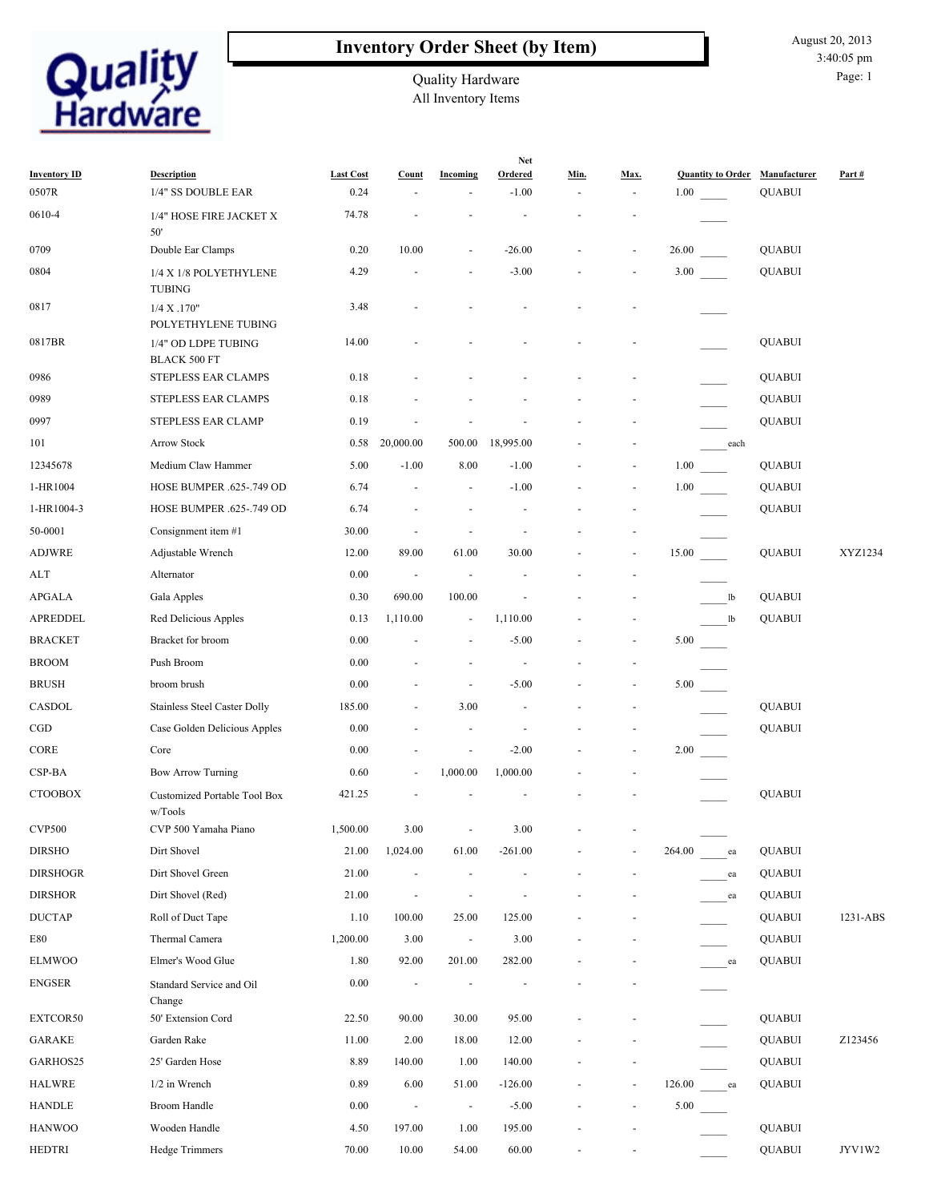# Inventory Order Sheet (by Item)

Quality Hardware
All Inventory Items

August 20, 2013
3:40:05 pm

| Inventory ID | Description | Last Cost | Count | Incoming | Net Ordered | Min. | Max. | Quantity to Order | Manufacturer | Part # |
|---|---|---|---|---|---|---|---|---|---|---|
| 0507R | 1/4" SS DOUBLE EAR | 0.24 | - | - | -1.00 | - | - | 1.00 _____ | QUABUI | |
| 0610-4 | 1/4" HOSE FIRE JACKET X 50' | 74.78 | - | - | - | - | - | _____ | | |
| 0709 | Double Ear Clamps | 0.20 | 10.00 | - | -26.00 | - | - | 26.00 _____ | QUABUI | |
| 0804 | 1/4 X 1/8 POLYETHYLENE TUBING | 4.29 | - | - | -3.00 | - | - | 3.00 _____ | QUABUI | |
| 0817 | 1/4 X .170" POLYETHYLENE TUBING | 3.48 | - | - | - | - | - | _____ | | |
| 0817BR | 1/4" OD LDPE TUBING BLACK 500 FT | 14.00 | - | - | - | - | - | _____ | QUABUI | |
| 0986 | STEPLESS EAR CLAMPS | 0.18 | - | - | - | - | - | _____ | QUABUI | |
| 0989 | STEPLESS EAR CLAMPS | 0.18 | - | - | - | - | - | _____ | QUABUI | |
| 0997 | STEPLESS EAR CLAMP | 0.19 | - | - | - | - | - | _____ | QUABUI | |
| 101 | Arrow Stock | 0.58 | 20,000.00 | 500.00 | 18,995.00 | - | - | _____ each | | |
| 12345678 | Medium Claw Hammer | 5.00 | -1.00 | 8.00 | -1.00 | - | - | 1.00 _____ | QUABUI | |
| 1-HR1004 | HOSE BUMPER .625-.749 OD | 6.74 | - | - | -1.00 | - | - | 1.00 _____ | QUABUI | |
| 1-HR1004-3 | HOSE BUMPER .625-.749 OD | 6.74 | - | - | - | - | - | _____ | QUABUI | |
| 50-0001 | Consignment item #1 | 30.00 | - | - | - | - | - | _____ | | |
| ADJWRE | Adjustable Wrench | 12.00 | 89.00 | 61.00 | 30.00 | - | - | 15.00 _____ | QUABUI | XYZ1234 |
| ALT | Alternator | 0.00 | - | - | - | - | - | _____ | | |
| APGALA | Gala Apples | 0.30 | 690.00 | 100.00 | - | - | - | _____ lb | QUABUI | |
| APREDDEL | Red Delicious Apples | 0.13 | 1,110.00 | - | 1,110.00 | - | - | _____ lb | QUABUI | |
| BRACKET | Bracket for broom | 0.00 | - | - | -5.00 | - | - | 5.00 _____ | | |
| BROOM | Push Broom | 0.00 | - | - | - | - | - | _____ | | |
| BRUSH | broom brush | 0.00 | - | - | -5.00 | - | - | 5.00 _____ | | |
| CASDOL | Stainless Steel Caster Dolly | 185.00 | - | 3.00 | - | - | - | _____ | QUABUI | |
| CGD | Case Golden Delicious Apples | 0.00 | - | - | - | - | - | _____ | QUABUI | |
| CORE | Core | 0.00 | - | - | -2.00 | - | - | 2.00 _____ | | |
| CSP-BA | Bow Arrow Turning | 0.60 | - | 1,000.00 | 1,000.00 | - | - | _____ | | |
| CTOOBOX | Customized Portable Tool Box w/Tools | 421.25 | - | - | - | - | - | _____ | QUABUI | |
| CVP500 | CVP 500 Yamaha Piano | 1,500.00 | 3.00 | - | 3.00 | - | - | _____ | | |
| DIRSHO | Dirt Shovel | 21.00 | 1,024.00 | 61.00 | -261.00 | - | - | 264.00 _____ ea | QUABUI | |
| DIRSHOGR | Dirt Shovel Green | 21.00 | - | - | - | - | - | _____ ea | QUABUI | |
| DIRSHOR | Dirt Shovel (Red) | 21.00 | - | - | - | - | - | _____ ea | QUABUI | |
| DUCTAP | Roll of Duct Tape | 1.10 | 100.00 | 25.00 | 125.00 | - | - | _____ | QUABUI | 1231-ABS |
| E80 | Thermal Camera | 1,200.00 | 3.00 | - | 3.00 | - | - | _____ | QUABUI | |
| ELMWOO | Elmer's Wood Glue | 1.80 | 92.00 | 201.00 | 282.00 | - | - | _____ ea | QUABUI | |
| ENGSER | Standard Service and Oil Change | 0.00 | - | - | - | - | - | _____ | | |
| EXTCOR50 | 50' Extension Cord | 22.50 | 90.00 | 30.00 | 95.00 | - | - | _____ | QUABUI | |
| GARAKE | Garden Rake | 11.00 | 2.00 | 18.00 | 12.00 | - | - | _____ | QUABUI | Z123456 |
| GARHOS25 | 25' Garden Hose | 8.89 | 140.00 | 1.00 | 140.00 | - | - | _____ | QUABUI | |
| HALWRE | 1/2 in Wrench | 0.89 | 6.00 | 51.00 | -126.00 | - | - | 126.00 _____ ea | QUABUI | |
| HANDLE | Broom Handle | 0.00 | - | - | -5.00 | - | - | 5.00 _____ | | |
| HANWOO | Wooden Handle | 4.50 | 197.00 | 1.00 | 195.00 | - | - | _____ | QUABUI | |
| HEDTRI | Hedge Trimmers | 70.00 | 10.00 | 54.00 | 60.00 | - | - | _____ | QUABUI | JYV1W2 |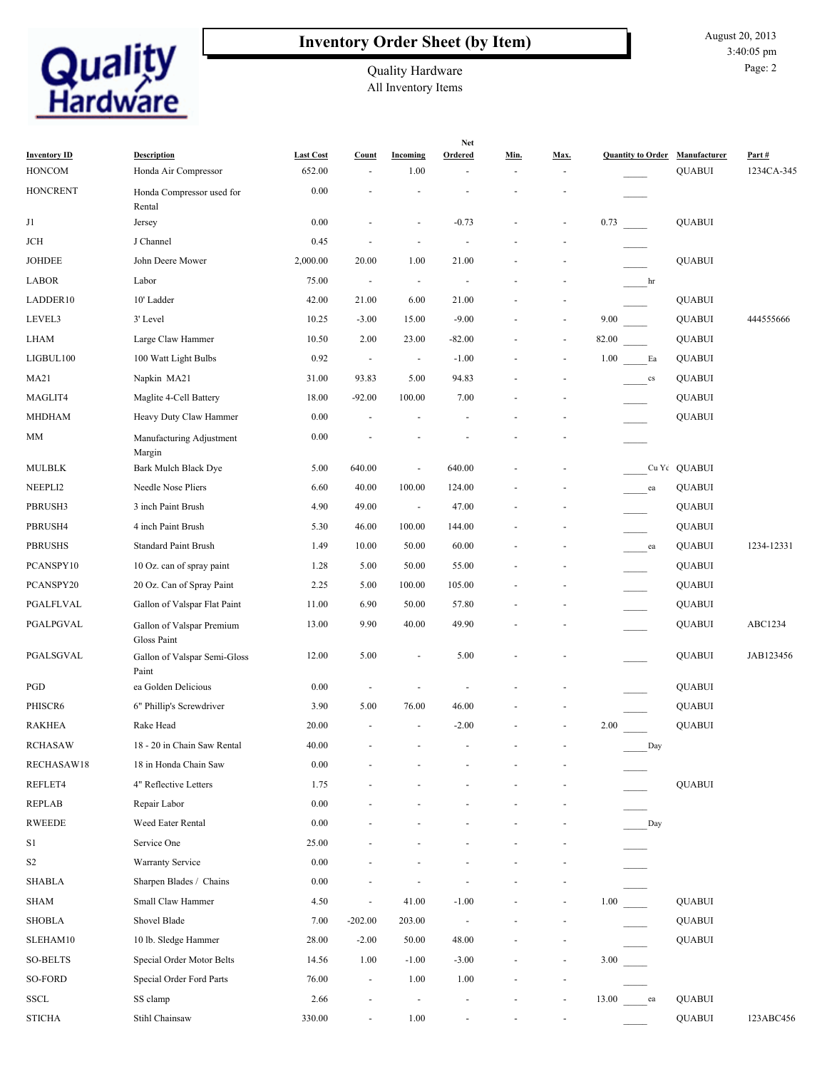# Inventory Order Sheet (by Item)

Quality Hardware
All Inventory Items

August 20, 2013
3:40:05 pm

| Inventory ID | Description | Last Cost | Count | Incoming | Net Ordered | Min. | Max. | Quantity to Order | Manufacturer | Part # |
|---|---|---|---|---|---|---|---|---|---|---|
| HONCOM | Honda Air Compressor | 652.00 | - | 1.00 | - | - | - | _____ | QUABUI | 1234CA-345 |
| HONCRENT | Honda Compressor used for Rental | 0.00 | - | - | - | - | - | _____ | | |
| J1 | Jersey | 0.00 | - | - | -0.73 | - | - | 0.73 _____ | QUABUI | |
| JCH | J Channel | 0.45 | - | - | - | - | - | _____ | | |
| JOHDEE | John Deere Mower | 2,000.00 | 20.00 | 1.00 | 21.00 | - | - | _____ | QUABUI | |
| LABOR | Labor | 75.00 | - | - | - | - | - | _____ hr | | |
| LADDER10 | 10' Ladder | 42.00 | 21.00 | 6.00 | 21.00 | - | - | _____ | QUABUI | |
| LEVEL3 | 3' Level | 10.25 | -3.00 | 15.00 | -9.00 | - | - | 9.00 _____ | QUABUI | 444555666 |
| LHAM | Large Claw Hammer | 10.50 | 2.00 | 23.00 | -82.00 | - | - | 82.00 _____ | QUABUI | |
| LIGBUL100 | 100 Watt Light Bulbs | 0.92 | - | - | -1.00 | - | - | 1.00 _____ Ea | QUABUI | |
| MA21 | Napkin MA21 | 31.00 | 93.83 | 5.00 | 94.83 | - | - | _____ cs | QUABUI | |
| MAGLIT4 | Maglite 4-Cell Battery | 18.00 | -92.00 | 100.00 | 7.00 | - | - | _____ | QUABUI | |
| MHDHAM | Heavy Duty Claw Hammer | 0.00 | - | - | - | - | - | _____ | QUABUI | |
| MM | Manufacturing Adjustment Margin | 0.00 | - | - | - | - | - | _____ | | |
| MULBLK | Bark Mulch Black Dye | 5.00 | 640.00 | - | 640.00 | - | - | _____ Cu Yc | QUABUI | |
| NEEPLI2 | Needle Nose Pliers | 6.60 | 40.00 | 100.00 | 124.00 | - | - | _____ ea | QUABUI | |
| PBRUSH3 | 3 inch Paint Brush | 4.90 | 49.00 | - | 47.00 | - | - | _____ | QUABUI | |
| PBRUSH4 | 4 inch Paint Brush | 5.30 | 46.00 | 100.00 | 144.00 | - | - | _____ | QUABUI | |
| PBRUSHS | Standard Paint Brush | 1.49 | 10.00 | 50.00 | 60.00 | - | - | _____ ea | QUABUI | 1234-12331 |
| PCANSPY10 | 10 Oz. can of spray paint | 1.28 | 5.00 | 50.00 | 55.00 | - | - | _____ | QUABUI | |
| PCANSPY20 | 20 Oz. Can of Spray Paint | 2.25 | 5.00 | 100.00 | 105.00 | - | - | _____ | QUABUI | |
| PGALFLVAL | Gallon of Valspar Flat Paint | 11.00 | 6.90 | 50.00 | 57.80 | - | - | _____ | QUABUI | |
| PGALPGVAL | Gallon of Valspar Premium Gloss Paint | 13.00 | 9.90 | 40.00 | 49.90 | - | - | _____ | QUABUI | ABC1234 |
| PGALSGVAL | Gallon of Valspar Semi-Gloss Paint | 12.00 | 5.00 | - | 5.00 | - | - | _____ | QUABUI | JAB123456 |
| PGD | ea Golden Delicious | 0.00 | - | - | - | - | - | _____ | QUABUI | |
| PHISCR6 | 6" Phillip's Screwdriver | 3.90 | 5.00 | 76.00 | 46.00 | - | - | _____ | QUABUI | |
| RAKHEA | Rake Head | 20.00 | - | - | -2.00 | - | - | 2.00 _____ | QUABUI | |
| RCHASAW | 18 - 20 in Chain Saw Rental | 40.00 | - | - | - | - | - | _____ Day | | |
| RECHASAW18 | 18 in Honda Chain Saw | 0.00 | - | - | - | - | - | _____ | | |
| REFLET4 | 4" Reflective Letters | 1.75 | - | - | - | - | - | _____ | QUABUI | |
| REPLAB | Repair Labor | 0.00 | - | - | - | - | - | _____ | | |
| RWEEDE | Weed Eater Rental | 0.00 | - | - | - | - | - | _____ Day | | |
| S1 | Service One | 25.00 | - | - | - | - | - | _____ | | |
| S2 | Warranty Service | 0.00 | - | - | - | - | - | _____ | | |
| SHABLA | Sharpen Blades / Chains | 0.00 | - | - | - | - | - | _____ | | |
| SHAM | Small Claw Hammer | 4.50 | - | 41.00 | -1.00 | - | - | 1.00 _____ | QUABUI | |
| SHOBLA | Shovel Blade | 7.00 | -202.00 | 203.00 | - | - | - | _____ | QUABUI | |
| SLEHAM10 | 10 lb. Sledge Hammer | 28.00 | -2.00 | 50.00 | 48.00 | - | - | _____ | QUABUI | |
| SO-BELTS | Special Order Motor Belts | 14.56 | 1.00 | -1.00 | -3.00 | - | - | 3.00 _____ | | |
| SO-FORD | Special Order Ford Parts | 76.00 | - | 1.00 | 1.00 | - | - | _____ | | |
| SSCL | SS clamp | 2.66 | - | - | - | - | - | 13.00 _____ ea | QUABUI | |
| STICHA | Stihl Chainsaw | 330.00 | - | 1.00 | - | - | - | _____ | QUABUI | 123ABC456 |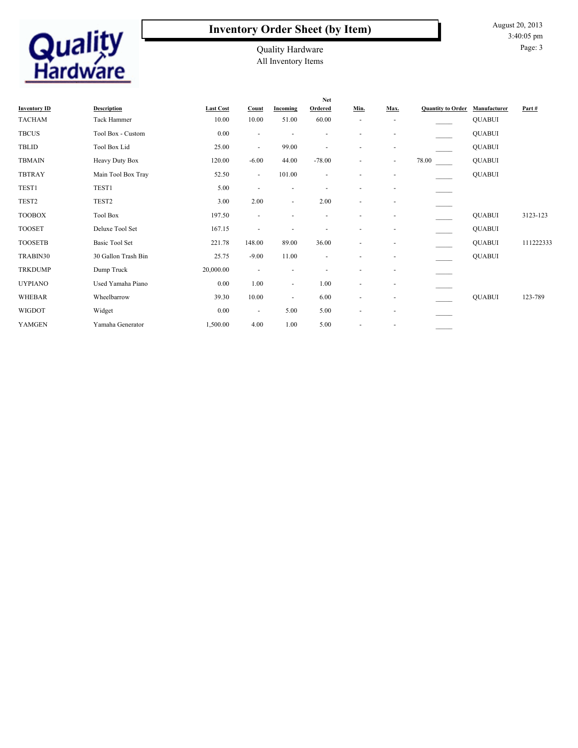# Inventory Order Sheet (by Item)

Quality Hardware
All Inventory Items

August 20, 2013
3:40:05 pm

| Inventory ID | Description | Last Cost | Count | Incoming | Net Ordered | Min. | Max. | Quantity to Order | Manufacturer | Part # |
|---|---|---|---|---|---|---|---|---|---|---|
| TACHAM | Tack Hammer | 10.00 | 10.00 | 51.00 | 60.00 | - | - | _____ | QUABUI | |
| TBCUS | Tool Box - Custom | 0.00 | - | - | - | - | - | _____ | QUABUI | |
| TBLID | Tool Box Lid | 25.00 | - | 99.00 | - | - | - | _____ | QUABUI | |
| TBMAIN | Heavy Duty Box | 120.00 | -6.00 | 44.00 | -78.00 | - | - | 78.00 _____ | QUABUI | |
| TBTRAY | Main Tool Box Tray | 52.50 | - | 101.00 | - | - | - | _____ | QUABUI | |
| TEST1 | TEST1 | 5.00 | - | - | - | - | - | _____ | | |
| TEST2 | TEST2 | 3.00 | 2.00 | - | 2.00 | - | - | _____ | | |
| TOOBOX | Tool Box | 197.50 | - | - | - | - | - | _____ | QUABUI | 3123-123 |
| TOOSET | Deluxe Tool Set | 167.15 | - | - | - | - | - | _____ | QUABUI | |
| TOOSETB | Basic Tool Set | 221.78 | 148.00 | 89.00 | 36.00 | - | - | _____ | QUABUI | 111222333 |
| TRABIN30 | 30 Gallon Trash Bin | 25.75 | -9.00 | 11.00 | - | - | - | _____ | QUABUI | |
| TRKDUMP | Dump Truck | 20,000.00 | - | - | - | - | - | _____ | | |
| UYPIANO | Used Yamaha Piano | 0.00 | 1.00 | - | 1.00 | - | - | _____ | | |
| WHEBAR | Wheelbarrow | 39.30 | 10.00 | - | 6.00 | - | - | _____ | QUABUI | 123-789 |
| WIGDOT | Widget | 0.00 | - | 5.00 | 5.00 | - | - | _____ | | |
| YAMGEN | Yamaha Generator | 1,500.00 | 4.00 | 1.00 | 5.00 | - | - | _____ | | |